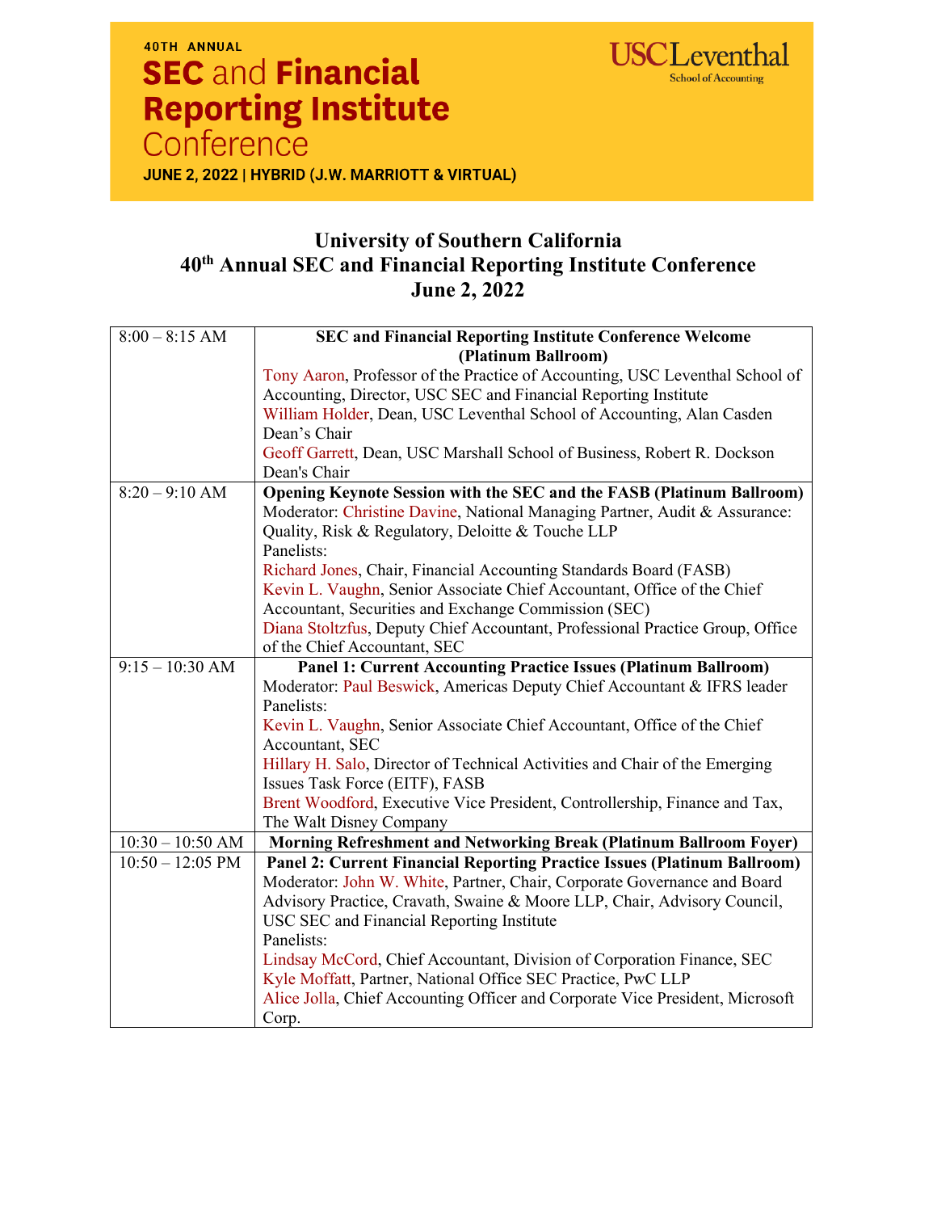40TH ANNUAL

# SEC and Financial Reporting Institute Conference

JUNE 2, 2022 | HYBRID (J.W. MARRIOTT & VIRTUAL)

USC Leventhal School of Accounting

## University of Southern California
## 40th Annual SEC and Financial Reporting Institute Conference
## June 2, 2022

| | |
|---|---|
| 8:00 – 8:15 AM | **SEC and Financial Reporting Institute Conference Welcome (Platinum Ballroom)**<br>Tony Aaron, Professor of the Practice of Accounting, USC Leventhal School of Accounting, Director, USC SEC and Financial Reporting Institute<br>William Holder, Dean, USC Leventhal School of Accounting, Alan Casden Dean's Chair<br>Geoff Garrett, Dean, USC Marshall School of Business, Robert R. Dockson Dean's Chair |
| 8:20 – 9:10 AM | **Opening Keynote Session with the SEC and the FASB (Platinum Ballroom)**<br>Moderator: Christine Davine, National Managing Partner, Audit & Assurance: Quality, Risk & Regulatory, Deloitte & Touche LLP<br>Panelists:<br>Richard Jones, Chair, Financial Accounting Standards Board (FASB)<br>Kevin L. Vaughn, Senior Associate Chief Accountant, Office of the Chief Accountant, Securities and Exchange Commission (SEC)<br>Diana Stoltzfus, Deputy Chief Accountant, Professional Practice Group, Office of the Chief Accountant, SEC |
| 9:15 – 10:30 AM | **Panel 1: Current Accounting Practice Issues (Platinum Ballroom)**<br>Moderator: Paul Beswick, Americas Deputy Chief Accountant & IFRS leader<br>Panelists:<br>Kevin L. Vaughn, Senior Associate Chief Accountant, Office of the Chief Accountant, SEC<br>Hillary H. Salo, Director of Technical Activities and Chair of the Emerging Issues Task Force (EITF), FASB<br>Brent Woodford, Executive Vice President, Controllership, Finance and Tax, The Walt Disney Company |
| 10:30 – 10:50 AM | **Morning Refreshment and Networking Break (Platinum Ballroom Foyer)** |
| 10:50 – 12:05 PM | **Panel 2: Current Financial Reporting Practice Issues (Platinum Ballroom)**<br>Moderator: John W. White, Partner, Chair, Corporate Governance and Board Advisory Practice, Cravath, Swaine & Moore LLP, Chair, Advisory Council, USC SEC and Financial Reporting Institute<br>Panelists:<br>Lindsay McCord, Chief Accountant, Division of Corporation Finance, SEC<br>Kyle Moffatt, Partner, National Office SEC Practice, PwC LLP<br>Alice Jolla, Chief Accounting Officer and Corporate Vice President, Microsoft Corp. |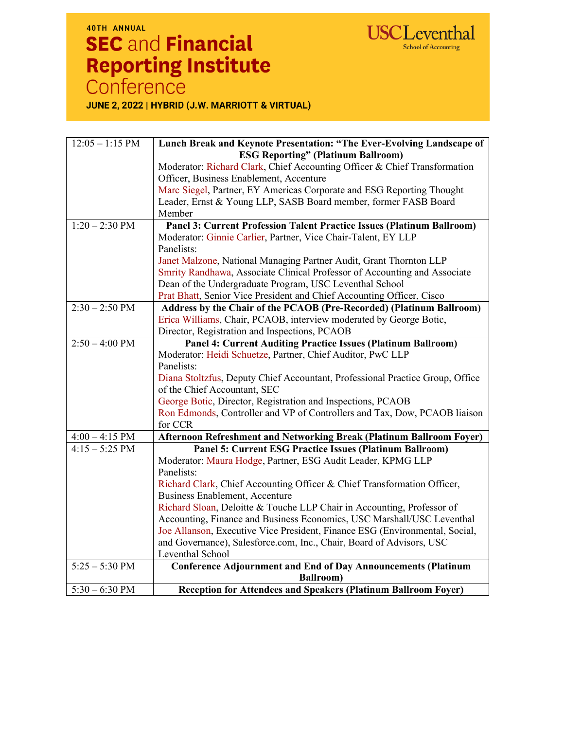40TH ANNUAL

# SEC and Financial Reporting Institute Conference

**JUNE 2, 2022 | HYBRID (J.W. MARRIOTT & VIRTUAL)**

USC Leventhal School of Accounting

| | |
|---|---|
| 12:05 – 1:15 PM | **Lunch Break and Keynote Presentation: "The Ever-Evolving Landscape of ESG Reporting" (Platinum Ballroom)**<br>Moderator: Richard Clark, Chief Accounting Officer & Chief Transformation Officer, Business Enablement, Accenture<br>Marc Siegel, Partner, EY Americas Corporate and ESG Reporting Thought Leader, Ernst & Young LLP, SASB Board member, former FASB Board Member |
| 1:20 – 2:30 PM | **Panel 3: Current Profession Talent Practice Issues (Platinum Ballroom)**<br>Moderator: Ginnie Carlier, Partner, Vice Chair-Talent, EY LLP<br>Panelists:<br>Janet Malzone, National Managing Partner Audit, Grant Thornton LLP<br>Smrity Randhawa, Associate Clinical Professor of Accounting and Associate Dean of the Undergraduate Program, USC Leventhal School<br>Prat Bhatt, Senior Vice President and Chief Accounting Officer, Cisco |
| 2:30 – 2:50 PM | **Address by the Chair of the PCAOB (Pre-Recorded) (Platinum Ballroom)**<br>Erica Williams, Chair, PCAOB, interview moderated by George Botic, Director, Registration and Inspections, PCAOB |
| 2:50 – 4:00 PM | **Panel 4: Current Auditing Practice Issues (Platinum Ballroom)**<br>Moderator: Heidi Schuetze, Partner, Chief Auditor, PwC LLP<br>Panelists:<br>Diana Stoltzfus, Deputy Chief Accountant, Professional Practice Group, Office of the Chief Accountant, SEC<br>George Botic, Director, Registration and Inspections, PCAOB<br>Ron Edmonds, Controller and VP of Controllers and Tax, Dow, PCAOB liaison for CCR |
| 4:00 – 4:15 PM | **Afternoon Refreshment and Networking Break (Platinum Ballroom Foyer)** |
| 4:15 – 5:25 PM | **Panel 5: Current ESG Practice Issues (Platinum Ballroom)**<br>Moderator: Maura Hodge, Partner, ESG Audit Leader, KPMG LLP<br>Panelists:<br>Richard Clark, Chief Accounting Officer & Chief Transformation Officer, Business Enablement, Accenture<br>Richard Sloan, Deloitte & Touche LLP Chair in Accounting, Professor of Accounting, Finance and Business Economics, USC Marshall/USC Leventhal<br>Joe Allanson, Executive Vice President, Finance ESG (Environmental, Social, and Governance), Salesforce.com, Inc., Chair, Board of Advisors, USC Leventhal School |
| 5:25 – 5:30 PM | **Conference Adjournment and End of Day Announcements (Platinum Ballroom)** |
| 5:30 – 6:30 PM | **Reception for Attendees and Speakers (Platinum Ballroom Foyer)** |